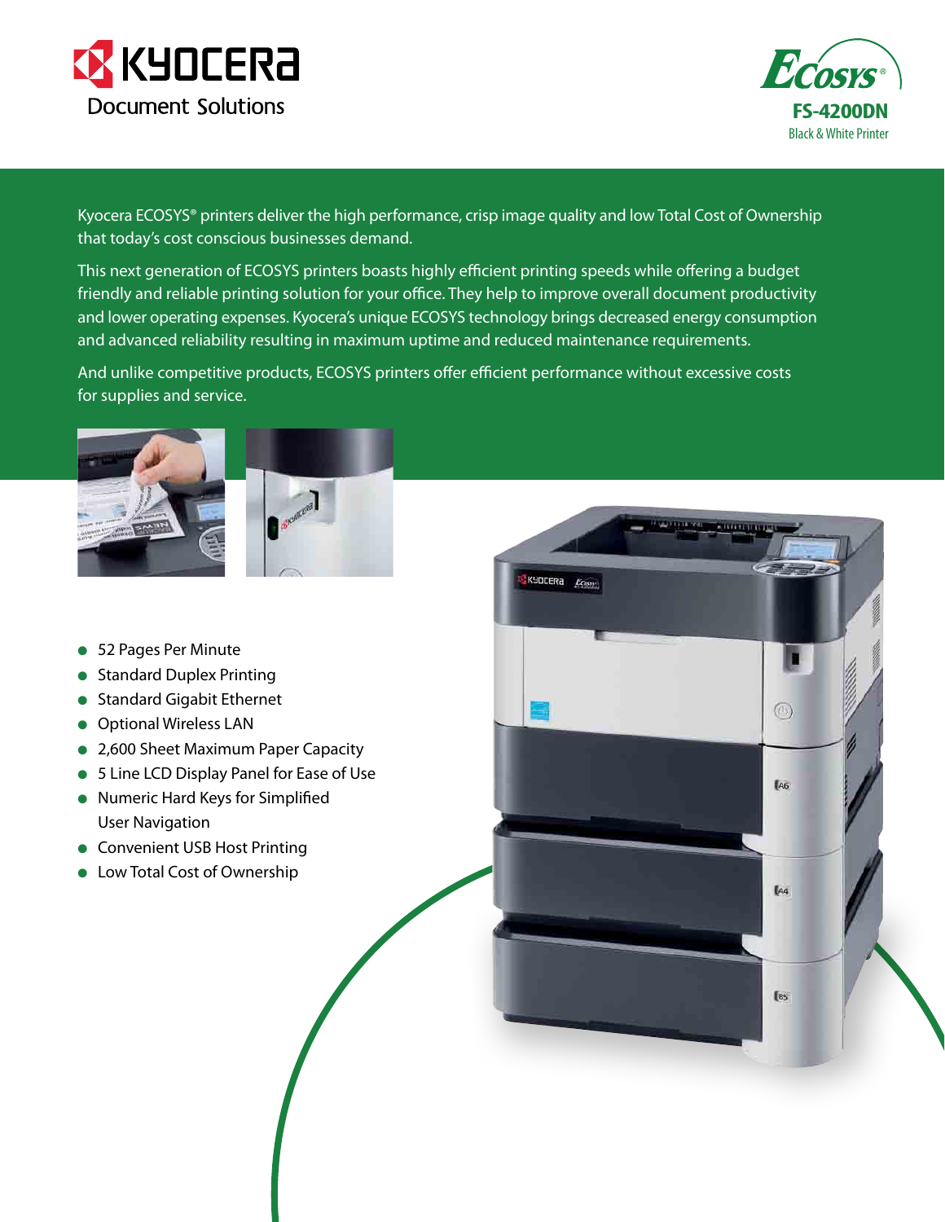KYOCERA Document Solutions

ECOSYS®

**FS-4200DN**

Black & White Printer

Kyocera ECOSYS® printers deliver the high performance, crisp image quality and low Total Cost of Ownership that today's cost conscious businesses demand.

This next generation of ECOSYS printers boasts highly efficient printing speeds while offering a budget friendly and reliable printing solution for your office. They help to improve overall document productivity and lower operating expenses. Kyocera's unique ECOSYS technology brings decreased energy consumption and advanced reliability resulting in maximum uptime and reduced maintenance requirements.

And unlike competitive products, ECOSYS printers offer efficient performance without excessive costs for supplies and service.

- 52 Pages Per Minute
- Standard Duplex Printing
- Standard Gigabit Ethernet
- Optional Wireless LAN
- 2,600 Sheet Maximum Paper Capacity
- 5 Line LCD Display Panel for Ease of Use
- Numeric Hard Keys for Simplified User Navigation
- Convenient USB Host Printing
- Low Total Cost of Ownership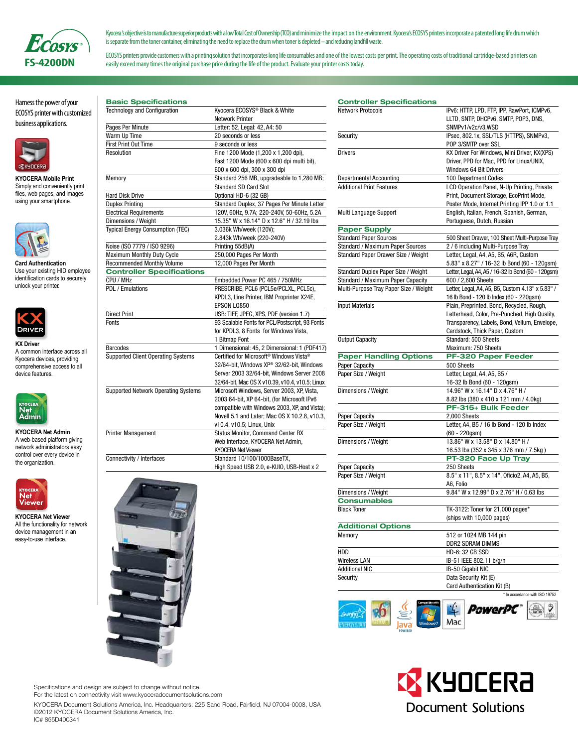# Ecosys FS-4200DN

Kyocera's objective is to manufacture superior products with a low Total Cost of Ownership (TCO) and minimize the impact on the environment. Kyocera's ECOSYS printers incorporate a patented long life drum which is separate from the toner container, eliminating the need to replace the drum when toner is depleted – and reducing landfill waste.

ECOSYS printers provide customers with a printing solution that incorporates long life consumables and one of the lowest costs per print. The operating costs of traditional cartridge-based printers can easily exceed many times the original purchase price during the life of the product. Evaluate your printer costs today.

Harness the power of your ECOSYS printer with customized business applications.

**KYOCERA Mobile Print**
Simply and conveniently print files, web pages, and images using your smartphone.

**Card Authentication**
Use your existing HID employee identification cards to securely unlock your printer.

**KX Driver**
A common interface across all Kyocera devices, providing comprehensive access to all device features.

**KYOCERA Net Admin**
A web-based platform giving network administrators easy control over every device in the organization.

**KYOCERA Net Viewer**
All the functionality for network device management in an easy-to-use interface.

## Basic Specifications

| | |
|---|---|
| Technology and Configuration | Kyocera ECOSYS® Black & White Network Printer |
| Pages Per Minute | Letter: 52, Legal: 42, A4: 50 |
| Warm Up Time | 20 seconds or less |
| First Print Out Time | 9 seconds or less |
| Resolution | Fine 1200 Mode (1,200 x 1,200 dpi), Fast 1200 Mode (600 x 600 dpi multi bit), 600 x 600 dpi, 300 x 300 dpi |
| Memory | Standard 256 MB, upgradeable to 1,280 MB; Standard SD Card Slot |
| Hard Disk Drive | Optional HD-6 (32 GB) |
| Duplex Printing | Standard Duplex, 37 Pages Per Minute Letter |
| Electrical Requirements | 120V, 60Hz, 9.7A; 220-240V, 50-60Hz, 5.2A |
| Dimensions / Weight | 15.35" W x 16.14" D x 12.6" H / 32.19 lbs |
| Typical Energy Consumption (TEC) | 3.036k Wh/week (120V); 2.843k Wh/week (220-240V) |
| Noise (ISO 7779 / ISO 9296) | Printing 55dB(A) |
| Maximum Monthly Duty Cycle | 250,000 Pages Per Month |
| Recommended Monthly Volume | 12,000 Pages Per Month |

## Controller Specifications

| | |
|---|---|
| CPU / MHz | Embedded Power PC 465 / 750MHz |
| PDL / Emulations | PRESCRIBE, PCL6 (PCL5e/PCLXL, PCL5c), KPDL3, Line Printer, IBM Proprinter X24E, EPSON LQ850 |
| Direct Print | USB: TIFF, JPEG, XPS, PDF (version 1.7) |
| Fonts | 93 Scalable Fonts for PCL/Postscript, 93 Fonts for KPDL3, 8 Fonts for Windows Vista, 1 Bitmap Font |
| Barcodes | 1 Dimensional: 45, 2 Dimensional: 1 (PDF417) |
| Supported Client Operating Systems | Certified for Microsoft® Windows Vista® 32/64-bit, Windows XP® 32/62-bit, Windows Server 2003 32/64-bit, Windows Server 2008 32/64-bit, Mac OS X v10.39, v10.4, v10.5; Linux |
| Supported Network Operating Systems | Microsoft Windows, Server 2003, XP, Vista, 2003 64-bit, XP 64-bit, (for Microsoft IPv6 compatible with Windows 2003, XP, and Vista); Novell 5.1 and Later; Mac OS X 10.2.8, v10.3, v10.4, v10.5; Linux, Unix |
| Printer Management | Status Monitor, Command Center RX Web Interface, KYOCERA Net Admin, KYOCERA Net Viewer |
| Connectivity / Interfaces | Standard 10/100/1000BaseTX, High Speed USB 2.0, e-KUIO, USB-Host x 2 |

## Controller Specifications

| | |
|---|---|
| Network Protocols | IPv6: HTTP, LPD, FTP, IPP, RawPort, ICMPv6, LLTD, SNTP, DHCPv6, SMTP, POP3, DNS, SNMPv1/v2c/v3,WSD |
| Security | IPsec, 802.1x, SSL/TLS (HTTPS), SNMPv3, POP 3/SMTP over SSL |
| Drivers | KX Driver For Windows, Mini Driver, KX(XPS) Driver, PPD for Mac, PPD for Linux/UNIX, Windows 64 Bit Drivers |
| Departmental Accounting | 100 Department Codes |
| Additional Print Features | LCD Operation Panel, N-Up Printing, Private Print, Document Storage, EcoPrint Mode, Poster Mode, Internet Printing IPP 1.0 or 1.1 |
| Multi Language Support | English, Italian, French, Spanish, German, Portuguese, Dutch, Russian |

## Paper Supply

| | |
|---|---|
| Standard Paper Sources | 500 Sheet Drawer, 100 Sheet Multi-Purpose Tray |
| Standard / Maximum Paper Sources | 2 / 6 including Multi-Purpose Tray |
| Standard Paper Drawer Size / Weight | Letter, Legal, A4, A5, B5, A6R, Custom 5.83" x 8.27" / 16-32 lb Bond (60 - 120gsm) |
| Standard Duplex Paper Size / Weight | Letter, Legal, A4, A5 / 16-32 lb Bond (60 - 120gsm) |
| Standard / Maximum Paper Capacity | 600 / 2,600 Sheets |
| Multi-Purpose Tray Paper Size / Weight | Letter, Legal, A4, A5, B5, Custom 4.13" x 5.83" / 16 lb Bond - 120 lb Index (60 - 220gsm) |
| Input Materials | Plain, Preprinted, Bond, Recycled, Rough, Letterhead, Color, Pre-Punched, High Quality, Transparency, Labels, Bond, Vellum, Envelope, Cardstock, Thick Paper, Custom |
| Output Capacity | Standard: 500 Sheets Maximum: 750 Sheets |

## Paper Handling Options

| | |
|---|---|
| **PF-320 Paper Feeder** | |
| Paper Capacity | 500 Sheets |
| Paper Size / Weight | Letter, Legal, A4, A5, B5 / 16-32 lb Bond (60 - 120gsm) |
| Dimensions / Weight | 14.96" W x 16.14" D x 4.76" H / 8.82 lbs (380 x 410 x 121 mm / 4.0kg) |
| **PF-315+ Bulk Feeder** | |
| Paper Capacity | 2,000 Sheets |
| Paper Size / Weight | Letter, A4, B5 / 16 lb Bond - 120 lb Index (60 - 220gsm) |
| Dimensions / Weight | 13.86" W x 13.58" D x 14.80" H / 16.53 lbs (352 x 345 x 376 mm / 7.5kg ) |
| **PT-320 Face Up Tray** | |
| Paper Capacity | 250 Sheets |
| Paper Size / Weight | 8.5" x 11", 8.5" x 14", Oficio2, A4, A5, B5, A6, Folio |
| Dimensions / Weight | 9.84" W x 12.99" D x 2.76" H / 0.63 lbs |

## Consumables

| | |
|---|---|
| Black Toner | TK-3122: Toner for 21,000 pages* (ships with 10,000 pages) |

## Additional Options

| | |
|---|---|
| Memory | 512 or 1024 MB 144 pin DDR2 SDRAM DIMMS |
| HDD | HD-6: 32 GB SSD |
| Wireless LAN | IB-51 IEEE 802.11 b/g/n |
| Additional NIC | IB-50 Gigabit NIC |
| Security | Data Security Kit (E) Card Authentication Kit (B) |

\* In accordance with ISO 19752

Specifications and design are subject to change without notice.
For the latest on connectivity visit www.kyoceradocumentsolutions.com

KYOCERA Document Solutions America, Inc. Headquarters: 225 Sand Road, Fairfield, NJ 07004-0008, USA
©2012 KYOCERA Document Solutions America, Inc.
IC# 855D400341

KYOCERA Document Solutions